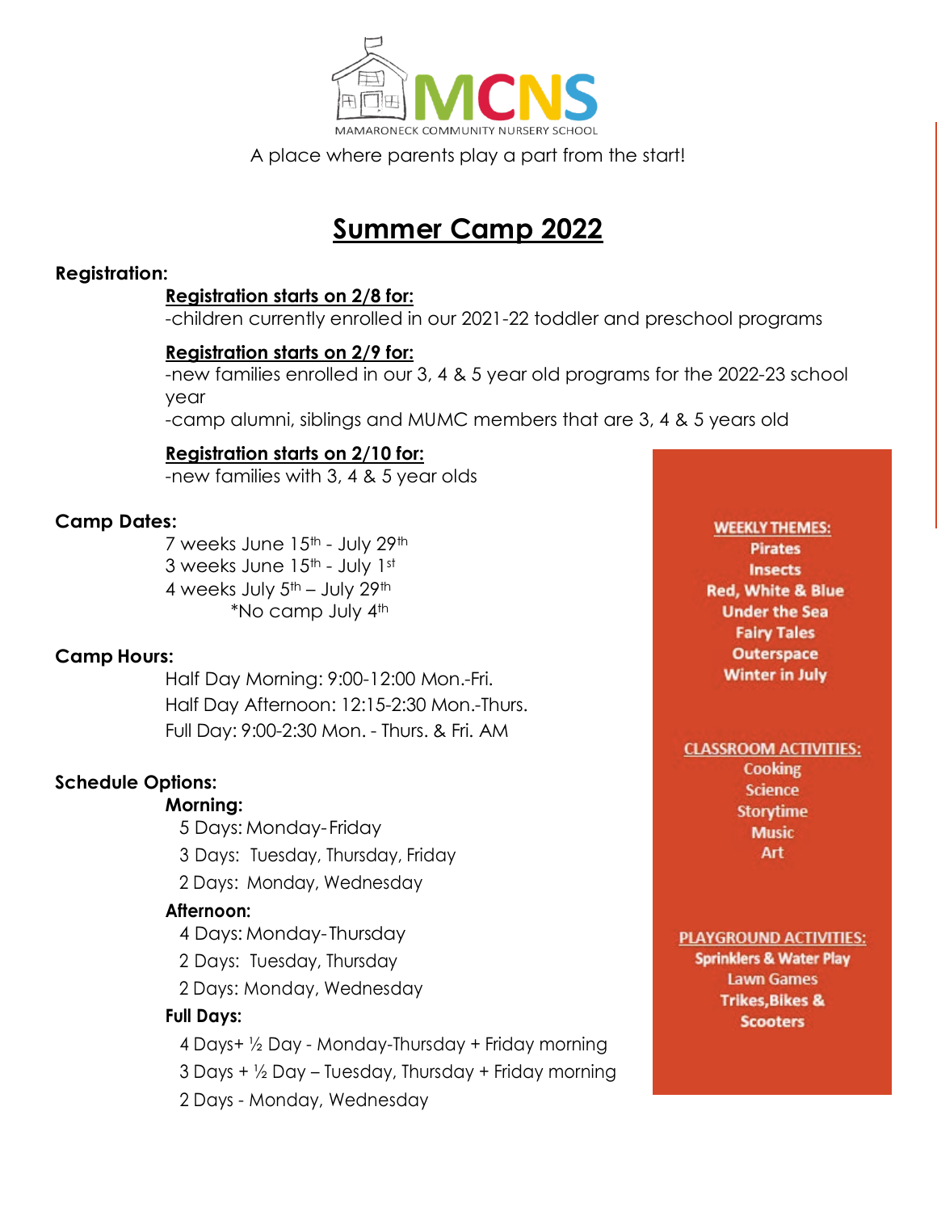MCNS

MAMARONECK COMMUNITY NURSERY SCHOOL

A place where parents play a part from the start!

# Summer Camp 2022

**Registration:**

**Registration starts on 2/8 for:**

-children currently enrolled in our 2021-22 toddler and preschool programs

**Registration starts on 2/9 for:**

-new families enrolled in our 3, 4 & 5 year old programs for the 2022-23 school year

-camp alumni, siblings and MUMC members that are 3, 4 & 5 years old

**Registration starts on 2/10 for:**

-new families with 3, 4 & 5 year olds

**Camp Dates:**

7 weeks June 15th - July 29th

3 weeks June 15th - July 1st

4 weeks July 5th – July 29th

*No camp July 4th

**Camp Hours:**

Half Day Morning: 9:00-12:00 Mon.-Fri.

Half Day Afternoon: 12:15-2:30 Mon.-Thurs.

Full Day: 9:00-2:30 Mon. - Thurs. & Fri. AM

**Schedule Options:**

**Morning:**

5 Days: Monday-Friday

3 Days: Tuesday, Thursday, Friday

2 Days: Monday, Wednesday

**Afternoon:**

4 Days: Monday-Thursday

2 Days: Tuesday, Thursday

2 Days: Monday, Wednesday

**Full Days:**

4 Days+ ½ Day - Monday-Thursday + Friday morning

3 Days + ½ Day – Tuesday, Thursday + Friday morning

2 Days - Monday, Wednesday

**WEEKLY THEMES:**

Pirates

Insects

Red, White & Blue

Under the Sea

Fairy Tales

Outerspace

Winter in July

**CLASSROOM ACTIVITIES:**

Cooking

Science

Storytime

Music

Art

**PLAYGROUND ACTIVITIES:**

Sprinklers & Water Play

Lawn Games

Trikes,Bikes & Scooters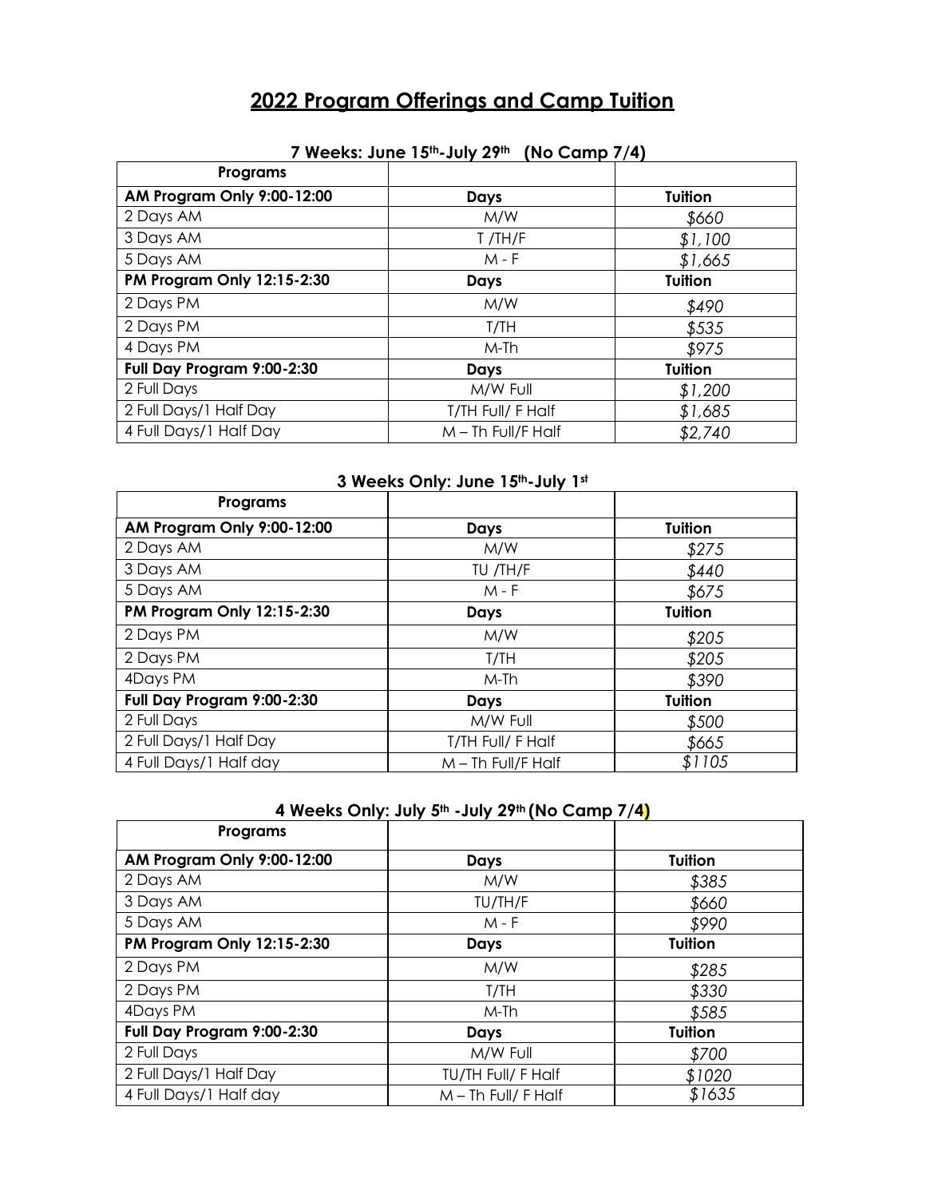# 2022 Program Offerings and Camp Tuition

### 7 Weeks: June 15th-July 29th (No Camp 7/4)

| Programs | | |
|---|---|---|
| **AM Program Only 9:00-12:00** | **Days** | **Tuition** |
| 2 Days AM | M/W | *$660* |
| 3 Days AM | T /TH/F | *$1,100* |
| 5 Days AM | M - F | *$1,665* |
| **PM Program Only 12:15-2:30** | **Days** | **Tuition** |
| 2 Days PM | M/W | *$490* |
| 2 Days PM | T/TH | *$535* |
| 4 Days PM | M-Th | *$975* |
| **Full Day Program 9:00-2:30** | **Days** | **Tuition** |
| 2 Full Days | M/W Full | *$1,200* |
| 2 Full Days/1 Half Day | T/TH Full/ F Half | *$1,685* |
| 4 Full Days/1 Half Day | M – Th Full/F Half | *$2,740* |

### 3 Weeks Only: June 15th-July 1st

| Programs | | |
|---|---|---|
| **AM Program Only 9:00-12:00** | **Days** | **Tuition** |
| 2 Days AM | M/W | *$275* |
| 3 Days AM | TU /TH/F | *$440* |
| 5 Days AM | M - F | *$675* |
| **PM Program Only 12:15-2:30** | **Days** | **Tuition** |
| 2 Days PM | M/W | *$205* |
| 2 Days PM | T/TH | *$205* |
| 4Days PM | M-Th | *$390* |
| **Full Day Program 9:00-2:30** | **Days** | **Tuition** |
| 2 Full Days | M/W Full | *$500* |
| 2 Full Days/1 Half Day | T/TH Full/ F Half | *$665* |
| 4 Full Days/1 Half day | M – Th Full/F Half | *$1105* |

### 4 Weeks Only: July 5th -July 29th (No Camp 7/4)

| Programs | | |
|---|---|---|
| **AM Program Only 9:00-12:00** | **Days** | **Tuition** |
| 2 Days AM | M/W | *$385* |
| 3 Days AM | TU/TH/F | *$660* |
| 5 Days AM | M - F | *$990* |
| **PM Program Only 12:15-2:30** | **Days** | **Tuition** |
| 2 Days PM | M/W | *$285* |
| 2 Days PM | T/TH | *$330* |
| 4Days PM | M-Th | *$585* |
| **Full Day Program 9:00-2:30** | **Days** | **Tuition** |
| 2 Full Days | M/W Full | *$700* |
| 2 Full Days/1 Half Day | TU/TH Full/ F Half | *$1020* |
| 4 Full Days/1 Half day | M – Th Full/ F Half | *$1635* |